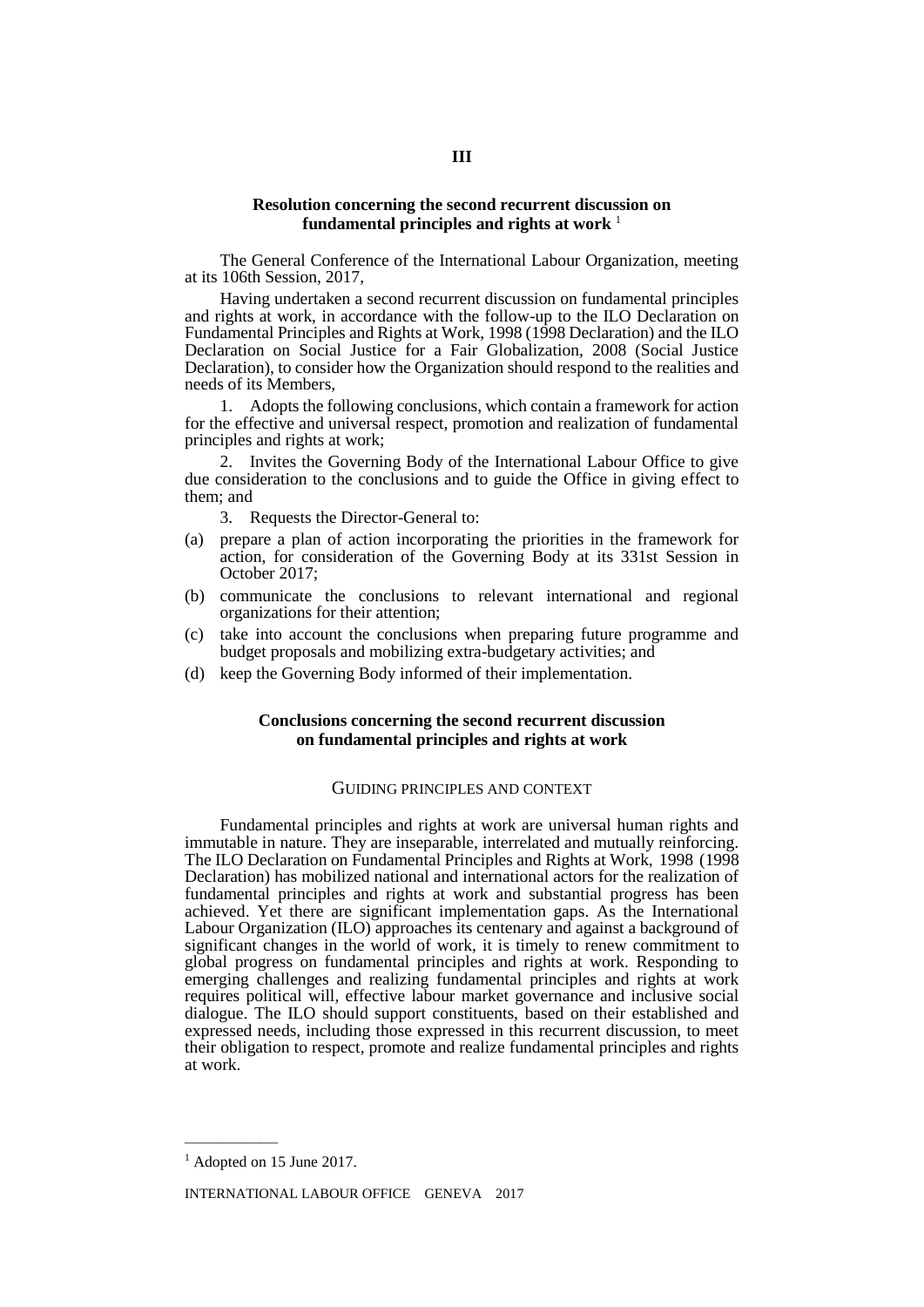# III

## Resolution concerning the second recurrent discussion on fundamental principles and rights at work [1]

The General Conference of the International Labour Organization, meeting at its 106th Session, 2017,

Having undertaken a second recurrent discussion on fundamental principles and rights at work, in accordance with the follow-up to the ILO Declaration on Fundamental Principles and Rights at Work, 1998 (1998 Declaration) and the ILO Declaration on Social Justice for a Fair Globalization, 2008 (Social Justice Declaration), to consider how the Organization should respond to the realities and needs of its Members,

1. Adopts the following conclusions, which contain a framework for action for the effective and universal respect, promotion and realization of fundamental principles and rights at work;

2. Invites the Governing Body of the International Labour Office to give due consideration to the conclusions and to guide the Office in giving effect to them; and

3. Requests the Director-General to:

(a) prepare a plan of action incorporating the priorities in the framework for action, for consideration of the Governing Body at its 331st Session in October 2017;

(b) communicate the conclusions to relevant international and regional organizations for their attention;

(c) take into account the conclusions when preparing future programme and budget proposals and mobilizing extra-budgetary activities; and

(d) keep the Governing Body informed of their implementation.

## Conclusions concerning the second recurrent discussion on fundamental principles and rights at work

### GUIDING PRINCIPLES AND CONTEXT

Fundamental principles and rights at work are universal human rights and immutable in nature. They are inseparable, interrelated and mutually reinforcing. The ILO Declaration on Fundamental Principles and Rights at Work, 1998 (1998 Declaration) has mobilized national and international actors for the realization of fundamental principles and rights at work and substantial progress has been achieved. Yet there are significant implementation gaps. As the International Labour Organization (ILO) approaches its centenary and against a background of significant changes in the world of work, it is timely to renew commitment to global progress on fundamental principles and rights at work. Responding to emerging challenges and realizing fundamental principles and rights at work requires political will, effective labour market governance and inclusive social dialogue. The ILO should support constituents, based on their established and expressed needs, including those expressed in this recurrent discussion, to meet their obligation to respect, promote and realize fundamental principles and rights at work.

[1] Adopted on 15 June 2017.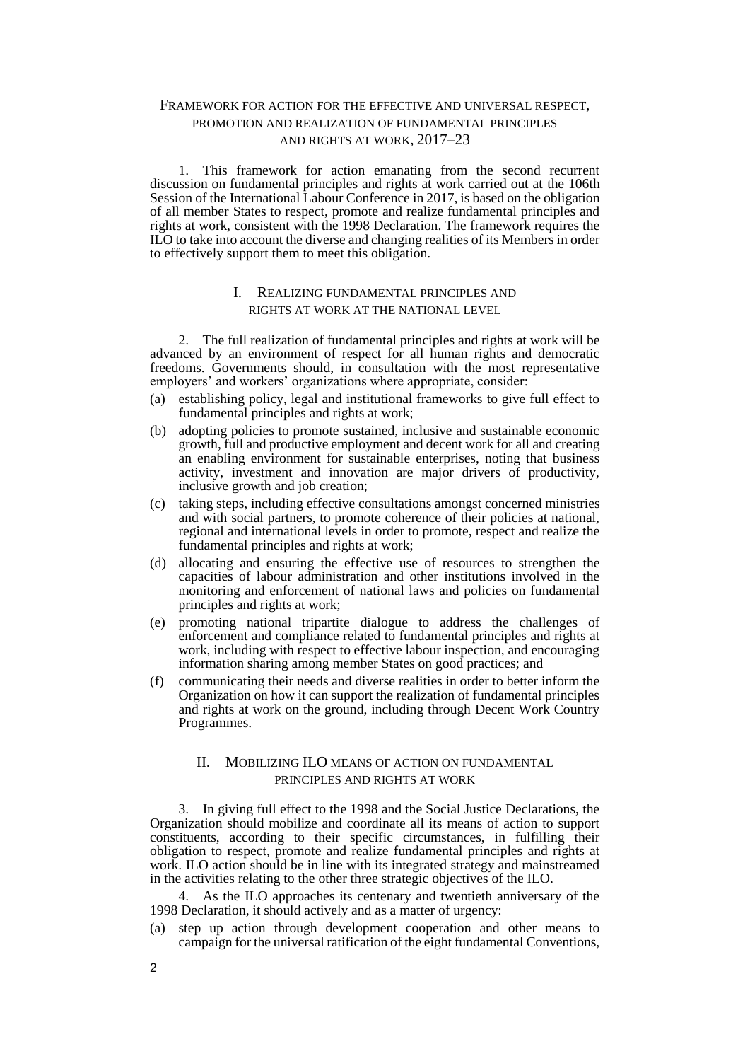# Framework for action for the effective and universal respect, promotion and realization of fundamental principles and rights at work, 2017–23

1. This framework for action emanating from the second recurrent discussion on fundamental principles and rights at work carried out at the 106th Session of the International Labour Conference in 2017, is based on the obligation of all member States to respect, promote and realize fundamental principles and rights at work, consistent with the 1998 Declaration. The framework requires the ILO to take into account the diverse and changing realities of its Members in order to effectively support them to meet this obligation.

## I. Realizing fundamental principles and rights at work at the national level

2. The full realization of fundamental principles and rights at work will be advanced by an environment of respect for all human rights and democratic freedoms. Governments should, in consultation with the most representative employers' and workers' organizations where appropriate, consider:

(a) establishing policy, legal and institutional frameworks to give full effect to fundamental principles and rights at work;

(b) adopting policies to promote sustained, inclusive and sustainable economic growth, full and productive employment and decent work for all and creating an enabling environment for sustainable enterprises, noting that business activity, investment and innovation are major drivers of productivity, inclusive growth and job creation;

(c) taking steps, including effective consultations amongst concerned ministries and with social partners, to promote coherence of their policies at national, regional and international levels in order to promote, respect and realize the fundamental principles and rights at work;

(d) allocating and ensuring the effective use of resources to strengthen the capacities of labour administration and other institutions involved in the monitoring and enforcement of national laws and policies on fundamental principles and rights at work;

(e) promoting national tripartite dialogue to address the challenges of enforcement and compliance related to fundamental principles and rights at work, including with respect to effective labour inspection, and encouraging information sharing among member States on good practices; and

(f) communicating their needs and diverse realities in order to better inform the Organization on how it can support the realization of fundamental principles and rights at work on the ground, including through Decent Work Country Programmes.

## II. Mobilizing ILO means of action on fundamental principles and rights at work

3. In giving full effect to the 1998 and the Social Justice Declarations, the Organization should mobilize and coordinate all its means of action to support constituents, according to their specific circumstances, in fulfilling their obligation to respect, promote and realize fundamental principles and rights at work. ILO action should be in line with its integrated strategy and mainstreamed in the activities relating to the other three strategic objectives of the ILO.

4. As the ILO approaches its centenary and twentieth anniversary of the 1998 Declaration, it should actively and as a matter of urgency:

(a) step up action through development cooperation and other means to campaign for the universal ratification of the eight fundamental Conventions,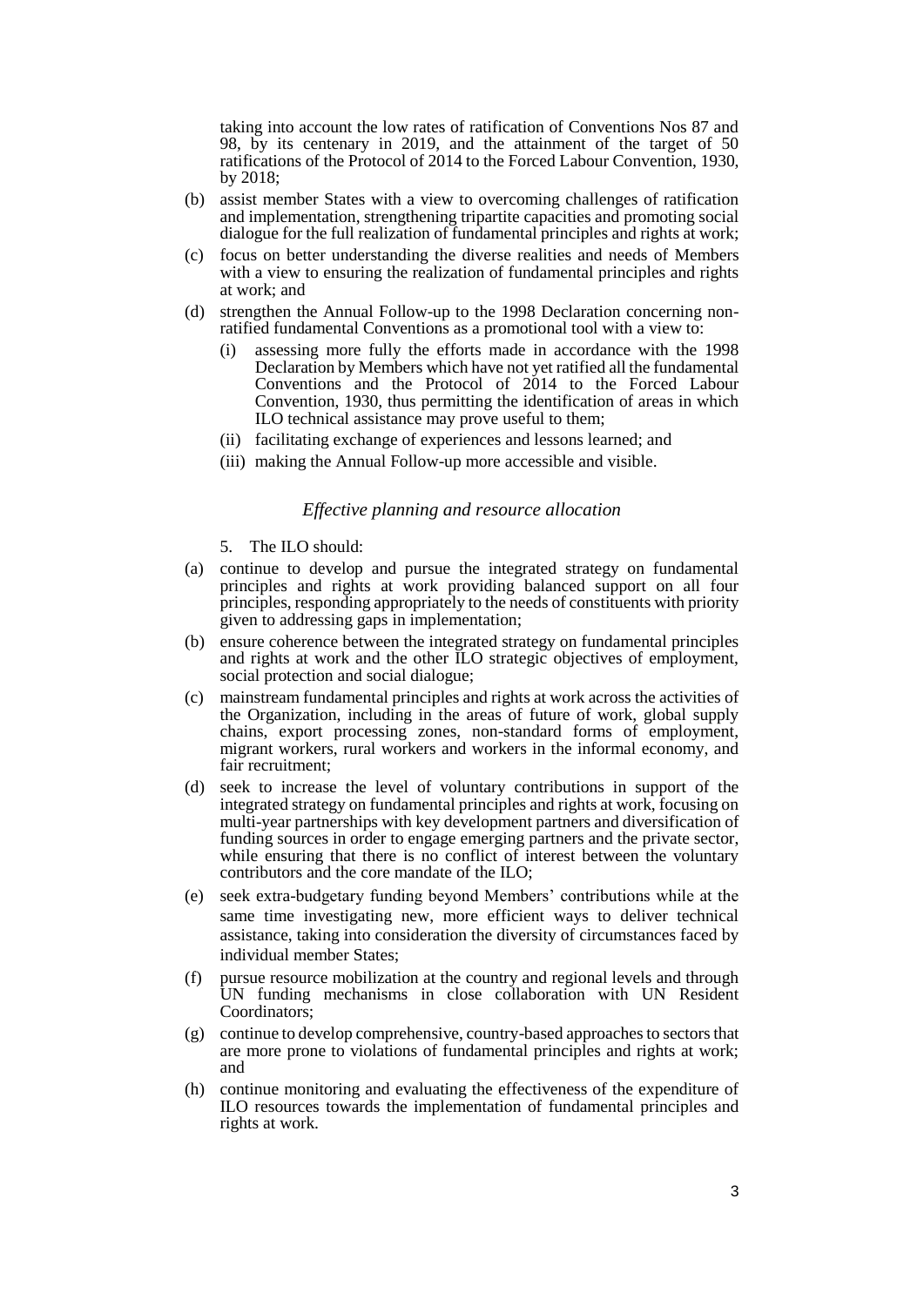taking into account the low rates of ratification of Conventions Nos 87 and 98, by its centenary in 2019, and the attainment of the target of 50 ratifications of the Protocol of 2014 to the Forced Labour Convention, 1930, by 2018;

(b) assist member States with a view to overcoming challenges of ratification and implementation, strengthening tripartite capacities and promoting social dialogue for the full realization of fundamental principles and rights at work;

(c) focus on better understanding the diverse realities and needs of Members with a view to ensuring the realization of fundamental principles and rights at work; and

(d) strengthen the Annual Follow-up to the 1998 Declaration concerning non-ratified fundamental Conventions as a promotional tool with a view to:

   (i) assessing more fully the efforts made in accordance with the 1998 Declaration by Members which have not yet ratified all the fundamental Conventions and the Protocol of 2014 to the Forced Labour Convention, 1930, thus permitting the identification of areas in which ILO technical assistance may prove useful to them;

   (ii) facilitating exchange of experiences and lessons learned; and

   (iii) making the Annual Follow-up more accessible and visible.

### *Effective planning and resource allocation*

5. The ILO should:

(a) continue to develop and pursue the integrated strategy on fundamental principles and rights at work providing balanced support on all four principles, responding appropriately to the needs of constituents with priority given to addressing gaps in implementation;

(b) ensure coherence between the integrated strategy on fundamental principles and rights at work and the other ILO strategic objectives of employment, social protection and social dialogue;

(c) mainstream fundamental principles and rights at work across the activities of the Organization, including in the areas of future of work, global supply chains, export processing zones, non-standard forms of employment, migrant workers, rural workers and workers in the informal economy, and fair recruitment;

(d) seek to increase the level of voluntary contributions in support of the integrated strategy on fundamental principles and rights at work, focusing on multi-year partnerships with key development partners and diversification of funding sources in order to engage emerging partners and the private sector, while ensuring that there is no conflict of interest between the voluntary contributors and the core mandate of the ILO;

(e) seek extra-budgetary funding beyond Members' contributions while at the same time investigating new, more efficient ways to deliver technical assistance, taking into consideration the diversity of circumstances faced by individual member States;

(f) pursue resource mobilization at the country and regional levels and through UN funding mechanisms in close collaboration with UN Resident Coordinators;

(g) continue to develop comprehensive, country-based approaches to sectors that are more prone to violations of fundamental principles and rights at work; and

(h) continue monitoring and evaluating the effectiveness of the expenditure of ILO resources towards the implementation of fundamental principles and rights at work.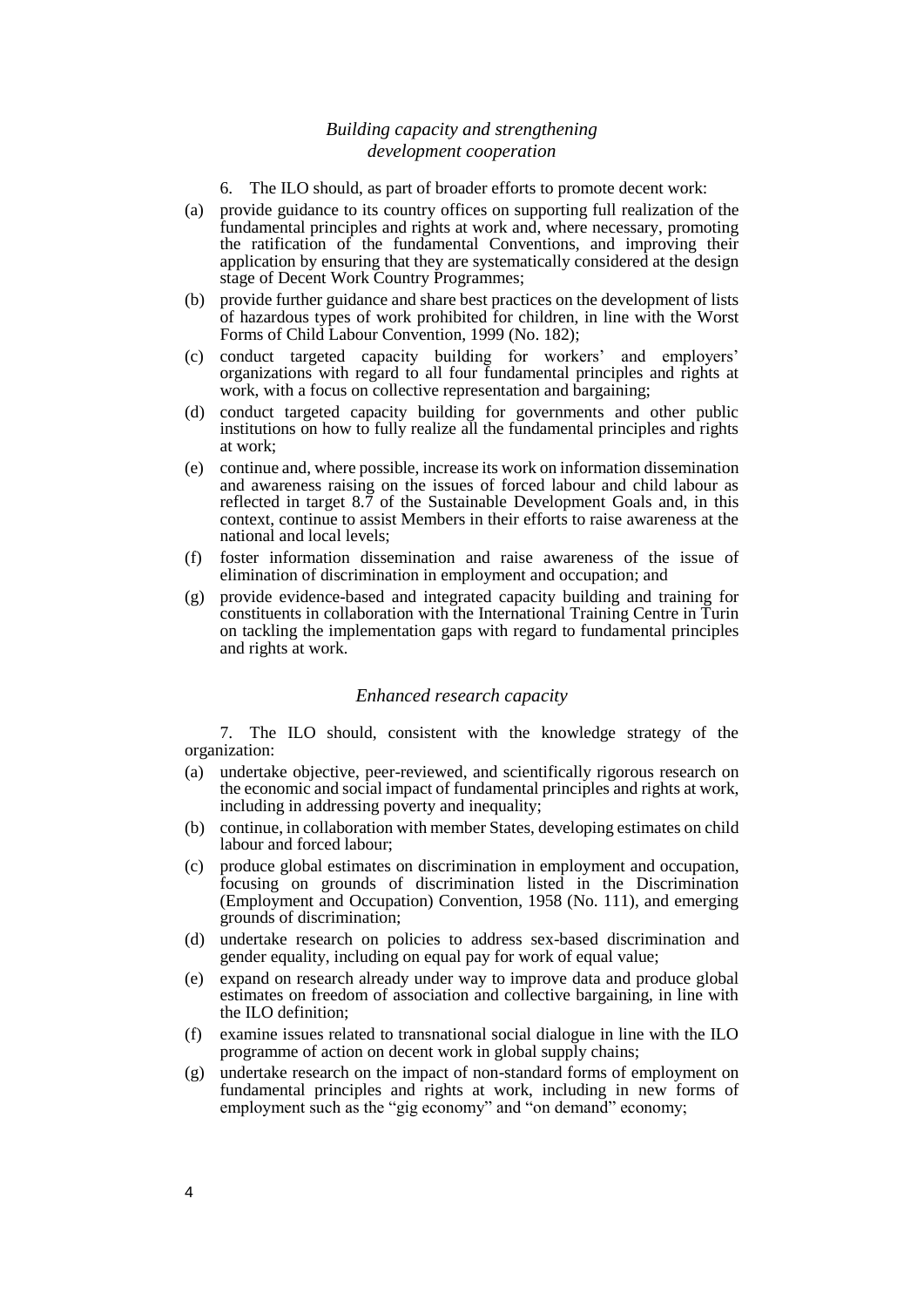### *Building capacity and strengthening development cooperation*

6. The ILO should, as part of broader efforts to promote decent work:

(a) provide guidance to its country offices on supporting full realization of the fundamental principles and rights at work and, where necessary, promoting the ratification of the fundamental Conventions, and improving their application by ensuring that they are systematically considered at the design stage of Decent Work Country Programmes;

(b) provide further guidance and share best practices on the development of lists of hazardous types of work prohibited for children, in line with the Worst Forms of Child Labour Convention, 1999 (No. 182);

(c) conduct targeted capacity building for workers' and employers' organizations with regard to all four fundamental principles and rights at work, with a focus on collective representation and bargaining;

(d) conduct targeted capacity building for governments and other public institutions on how to fully realize all the fundamental principles and rights at work;

(e) continue and, where possible, increase its work on information dissemination and awareness raising on the issues of forced labour and child labour as reflected in target 8.7 of the Sustainable Development Goals and, in this context, continue to assist Members in their efforts to raise awareness at the national and local levels;

(f) foster information dissemination and raise awareness of the issue of elimination of discrimination in employment and occupation; and

(g) provide evidence-based and integrated capacity building and training for constituents in collaboration with the International Training Centre in Turin on tackling the implementation gaps with regard to fundamental principles and rights at work.

### *Enhanced research capacity*

7. The ILO should, consistent with the knowledge strategy of the organization:

(a) undertake objective, peer-reviewed, and scientifically rigorous research on the economic and social impact of fundamental principles and rights at work, including in addressing poverty and inequality;

(b) continue, in collaboration with member States, developing estimates on child labour and forced labour;

(c) produce global estimates on discrimination in employment and occupation, focusing on grounds of discrimination listed in the Discrimination (Employment and Occupation) Convention, 1958 (No. 111), and emerging grounds of discrimination;

(d) undertake research on policies to address sex-based discrimination and gender equality, including on equal pay for work of equal value;

(e) expand on research already under way to improve data and produce global estimates on freedom of association and collective bargaining, in line with the ILO definition;

(f) examine issues related to transnational social dialogue in line with the ILO programme of action on decent work in global supply chains;

(g) undertake research on the impact of non-standard forms of employment on fundamental principles and rights at work, including in new forms of employment such as the "gig economy" and "on demand" economy;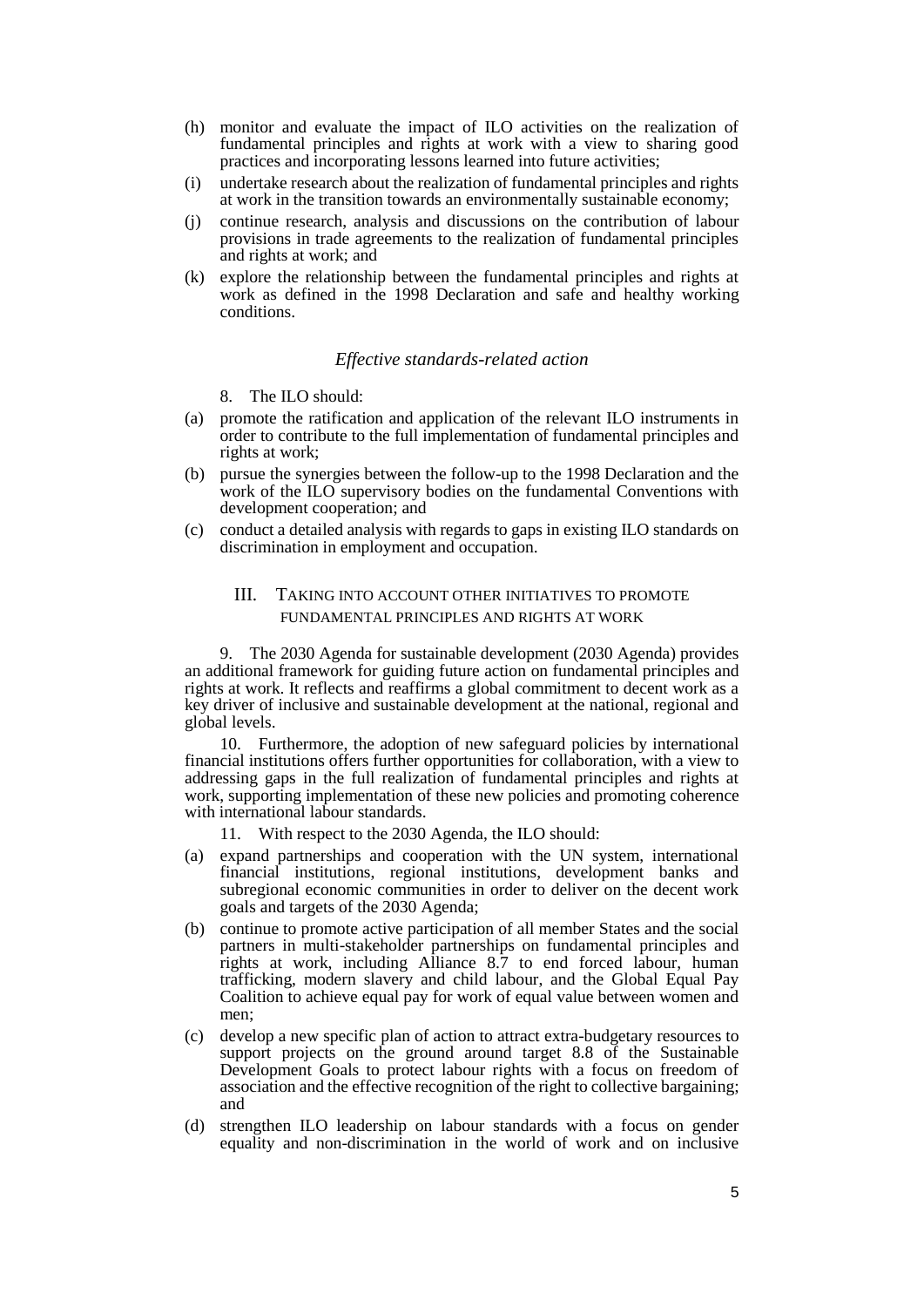(h) monitor and evaluate the impact of ILO activities on the realization of fundamental principles and rights at work with a view to sharing good practices and incorporating lessons learned into future activities;

(i) undertake research about the realization of fundamental principles and rights at work in the transition towards an environmentally sustainable economy;

(j) continue research, analysis and discussions on the contribution of labour provisions in trade agreements to the realization of fundamental principles and rights at work; and

(k) explore the relationship between the fundamental principles and rights at work as defined in the 1998 Declaration and safe and healthy working conditions.

### *Effective standards-related action*

8. The ILO should:

(a) promote the ratification and application of the relevant ILO instruments in order to contribute to the full implementation of fundamental principles and rights at work;

(b) pursue the synergies between the follow-up to the 1998 Declaration and the work of the ILO supervisory bodies on the fundamental Conventions with development cooperation; and

(c) conduct a detailed analysis with regards to gaps in existing ILO standards on discrimination in employment and occupation.

## III. Taking into account other initiatives to promote fundamental principles and rights at work

9. The 2030 Agenda for sustainable development (2030 Agenda) provides an additional framework for guiding future action on fundamental principles and rights at work. It reflects and reaffirms a global commitment to decent work as a key driver of inclusive and sustainable development at the national, regional and global levels.

10. Furthermore, the adoption of new safeguard policies by international financial institutions offers further opportunities for collaboration, with a view to addressing gaps in the full realization of fundamental principles and rights at work, supporting implementation of these new policies and promoting coherence with international labour standards.

11. With respect to the 2030 Agenda, the ILO should:

(a) expand partnerships and cooperation with the UN system, international financial institutions, regional institutions, development banks and subregional economic communities in order to deliver on the decent work goals and targets of the 2030 Agenda;

(b) continue to promote active participation of all member States and the social partners in multi-stakeholder partnerships on fundamental principles and rights at work, including Alliance 8.7 to end forced labour, human trafficking, modern slavery and child labour, and the Global Equal Pay Coalition to achieve equal pay for work of equal value between women and men;

(c) develop a new specific plan of action to attract extra-budgetary resources to support projects on the ground around target 8.8 of the Sustainable Development Goals to protect labour rights with a focus on freedom of association and the effective recognition of the right to collective bargaining; and

(d) strengthen ILO leadership on labour standards with a focus on gender equality and non-discrimination in the world of work and on inclusive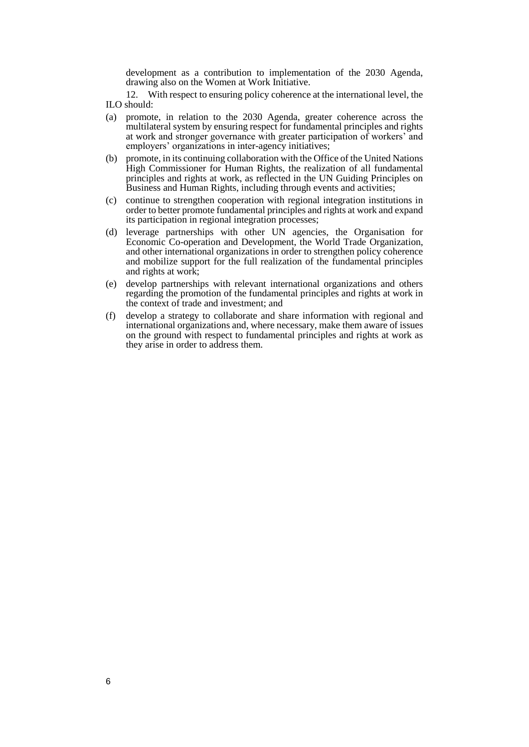development as a contribution to implementation of the 2030 Agenda, drawing also on the Women at Work Initiative.

12. With respect to ensuring policy coherence at the international level, the ILO should:

(a) promote, in relation to the 2030 Agenda, greater coherence across the multilateral system by ensuring respect for fundamental principles and rights at work and stronger governance with greater participation of workers' and employers' organizations in inter-agency initiatives;

(b) promote, in its continuing collaboration with the Office of the United Nations High Commissioner for Human Rights, the realization of all fundamental principles and rights at work, as reflected in the UN Guiding Principles on Business and Human Rights, including through events and activities;

(c) continue to strengthen cooperation with regional integration institutions in order to better promote fundamental principles and rights at work and expand its participation in regional integration processes;

(d) leverage partnerships with other UN agencies, the Organisation for Economic Co-operation and Development, the World Trade Organization, and other international organizations in order to strengthen policy coherence and mobilize support for the full realization of the fundamental principles and rights at work;

(e) develop partnerships with relevant international organizations and others regarding the promotion of the fundamental principles and rights at work in the context of trade and investment; and

(f) develop a strategy to collaborate and share information with regional and international organizations and, where necessary, make them aware of issues on the ground with respect to fundamental principles and rights at work as they arise in order to address them.